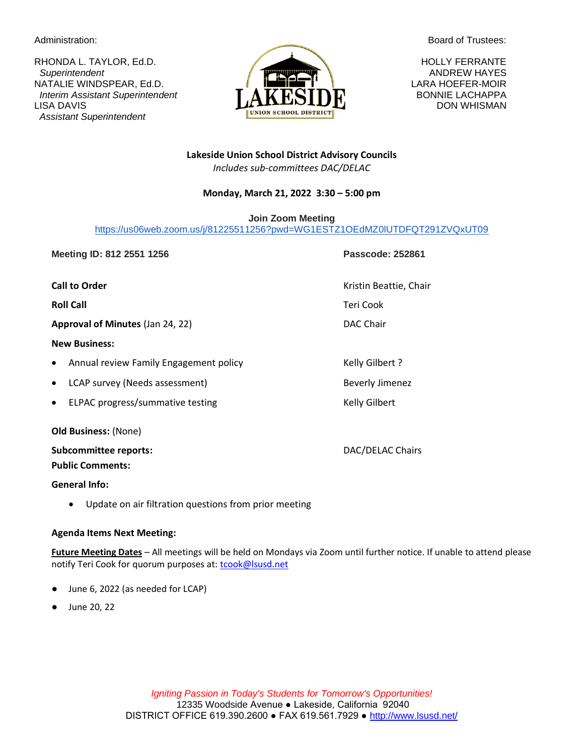Administration:

RHONDA L. TAYLOR, Ed.D.
*Superintendent*
NATALIE WINDSPEAR, Ed.D.
*Interim Assistant Superintendent*
LISA DAVIS
*Assistant Superintendent*

LAKESIDE UNION SCHOOL DISTRICT

Board of Trustees:

HOLLY FERRANTE
ANDREW HAYES
LARA HOEFER-MOIR
BONNIE LACHAPPA
DON WHISMAN

**Lakeside Union School District Advisory Councils**
*Includes sub-committees DAC/DELAC*

**Monday, March 21, 2022 3:30 – 5:00 pm**

**Join Zoom Meeting**
https://us06web.zoom.us/j/81225511256?pwd=WG1ESTZ1OEdMZ0lUTDFQT291ZVQxUT09

**Meeting ID: 812 2551 1256** **Passcode: 252861**

**Call to Order** — Kristin Beattie, Chair

**Roll Call** — Teri Cook

**Approval of Minutes** (Jan 24, 22) — DAC Chair

**New Business:**

- Annual review Family Engagement policy — Kelly Gilbert ?
- LCAP survey (Needs assessment) — Beverly Jimenez
- ELPAC progress/summative testing — Kelly Gilbert

**Old Business:** (None)

**Subcommittee reports:** — DAC/DELAC Chairs

**Public Comments:**

**General Info:**

- Update on air filtration questions from prior meeting

**Agenda Items Next Meeting:**

**Future Meeting Dates** – All meetings will be held on Mondays via Zoom until further notice. If unable to attend please notify Teri Cook for quorum purposes at: tcook@lsusd.net

- June 6, 2022 (as needed for LCAP)
- June 20, 22

*Igniting Passion in Today's Students for Tomorrow's Opportunities!*
12335 Woodside Avenue ● Lakeside, California 92040
DISTRICT OFFICE 619.390.2600 ● FAX 619.561.7929 ● http://www.lsusd.net/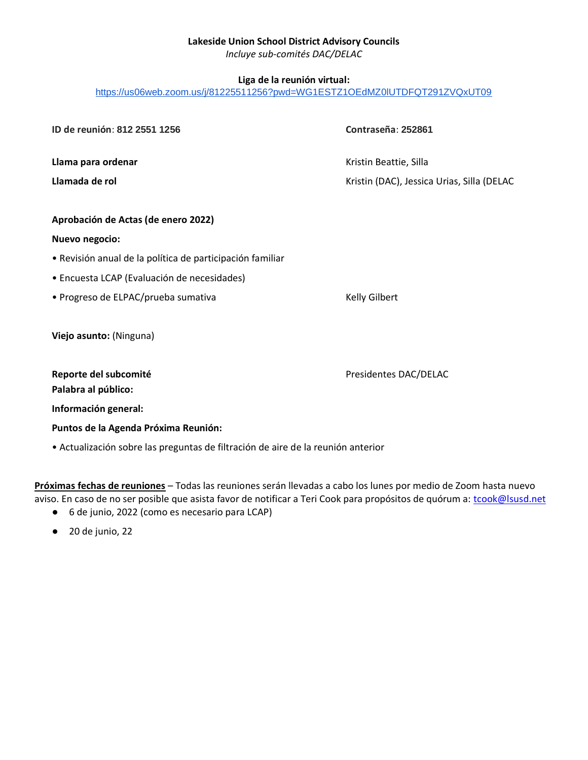**Lakeside Union School District Advisory Councils**

*Incluye sub-comités DAC/DELAC*

**Liga de la reunión virtual:**

https://us06web.zoom.us/j/81225511256?pwd=WG1ESTZ1OEdMZ0lUTDFQT291ZVQxUT09

**ID de reunión**: **812 2551 1256** **Contraseña**: **252861**

**Llama para ordenar** Kristin Beattie, Silla

**Llamada de rol** Kristin (DAC), Jessica Urias, Silla (DELAC

**Aprobación de Actas (de enero 2022)**

**Nuevo negocio:**

- Revisión anual de la política de participación familiar
- Encuesta LCAP (Evaluación de necesidades)
- Progreso de ELPAC/prueba sumativa Kelly Gilbert

**Viejo asunto:** (Ninguna)

**Reporte del subcomité** Presidentes DAC/DELAC

**Palabra al público:**

**Información general:**

**Puntos de la Agenda Próxima Reunión:**

- Actualización sobre las preguntas de filtración de aire de la reunión anterior

**Próximas fechas de reuniones** – Todas las reuniones serán llevadas a cabo los lunes por medio de Zoom hasta nuevo aviso. En caso de no ser posible que asista favor de notificar a Teri Cook para propósitos de quórum a: tcook@lsusd.net

- 6 de junio, 2022 (como es necesario para LCAP)
- 20 de junio, 22